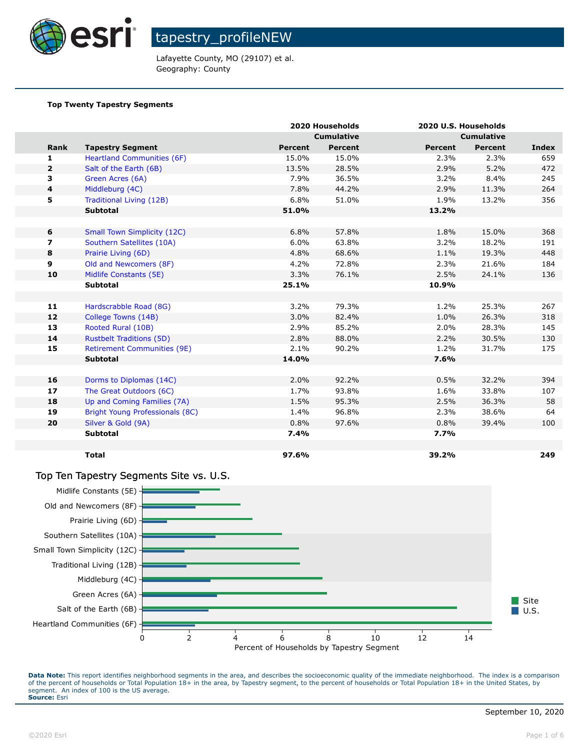# tapestry_profileNEW

Lafayette County, MO (29107) et al.
Geography: County

**Top Twenty Tapestry Segments**

| | | 2020 Households | | 2020 U.S. Households | | |
|---|---|---|---|---|---|---|
| | | | Cumulative | | Cumulative | |
| **Rank** | **Tapestry Segment** | **Percent** | **Percent** | **Percent** | **Percent** | **Index** |
| **1** | Heartland Communities (6F) | 15.0% | 15.0% | 2.3% | 2.3% | 659 |
| **2** | Salt of the Earth (6B) | 13.5% | 28.5% | 2.9% | 5.2% | 472 |
| **3** | Green Acres (6A) | 7.9% | 36.5% | 3.2% | 8.4% | 245 |
| **4** | Middleburg (4C) | 7.8% | 44.2% | 2.9% | 11.3% | 264 |
| **5** | Traditional Living (12B) | 6.8% | 51.0% | 1.9% | 13.2% | 356 |
| | **Subtotal** | **51.0%** | | **13.2%** | | |
| **6** | Small Town Simplicity (12C) | 6.8% | 57.8% | 1.8% | 15.0% | 368 |
| **7** | Southern Satellites (10A) | 6.0% | 63.8% | 3.2% | 18.2% | 191 |
| **8** | Prairie Living (6D) | 4.8% | 68.6% | 1.1% | 19.3% | 448 |
| **9** | Old and Newcomers (8F) | 4.2% | 72.8% | 2.3% | 21.6% | 184 |
| **10** | Midlife Constants (5E) | 3.3% | 76.1% | 2.5% | 24.1% | 136 |
| | **Subtotal** | **25.1%** | | **10.9%** | | |
| **11** | Hardscrabble Road (8G) | 3.2% | 79.3% | 1.2% | 25.3% | 267 |
| **12** | College Towns (14B) | 3.0% | 82.4% | 1.0% | 26.3% | 318 |
| **13** | Rooted Rural (10B) | 2.9% | 85.2% | 2.0% | 28.3% | 145 |
| **14** | Rustbelt Traditions (5D) | 2.8% | 88.0% | 2.2% | 30.5% | 130 |
| **15** | Retirement Communities (9E) | 2.1% | 90.2% | 1.2% | 31.7% | 175 |
| | **Subtotal** | **14.0%** | | **7.6%** | | |
| **16** | Dorms to Diplomas (14C) | 2.0% | 92.2% | 0.5% | 32.2% | 394 |
| **17** | The Great Outdoors (6C) | 1.7% | 93.8% | 1.6% | 33.8% | 107 |
| **18** | Up and Coming Families (7A) | 1.5% | 95.3% | 2.5% | 36.3% | 58 |
| **19** | Bright Young Professionals (8C) | 1.4% | 96.8% | 2.3% | 38.6% | 64 |
| **20** | Silver & Gold (9A) | 0.8% | 97.6% | 0.8% | 39.4% | 100 |
| | **Subtotal** | **7.4%** | | **7.7%** | | |
| | **Total** | **97.6%** | | **39.2%** | | **249** |

## Top Ten Tapestry Segments Site vs. U.S.

| Tapestry Segment | Site | U.S. |
|---|---|---|
| Midlife Constants (5E) | 3.3 | 2.5 |
| Old and Newcomers (8F) | 4.2 | 2.3 |
| Prairie Living (6D) | 4.8 | 1.1 |
| Southern Satellites (10A) | 6.0 | 3.2 |
| Small Town Simplicity (12C) | 6.8 | 1.8 |
| Traditional Living (12B) | 6.8 | 1.9 |
| Middleburg (4C) | 7.8 | 2.9 |
| Green Acres (6A) | 7.9 | 3.2 |
| Salt of the Earth (6B) | 13.5 | 2.9 |
| Heartland Communities (6F) | 15.0 | 2.3 |

Percent of Households by Tapestry Segment

**Data Note:** This report identifies neighborhood segments in the area, and describes the socioeconomic quality of the immediate neighborhood. The index is a comparison of the percent of households or Total Population 18+ in the area, by Tapestry segment, to the percent of households or Total Population 18+ in the United States, by segment. An index of 100 is the US average.
**Source:** Esri

September 10, 2020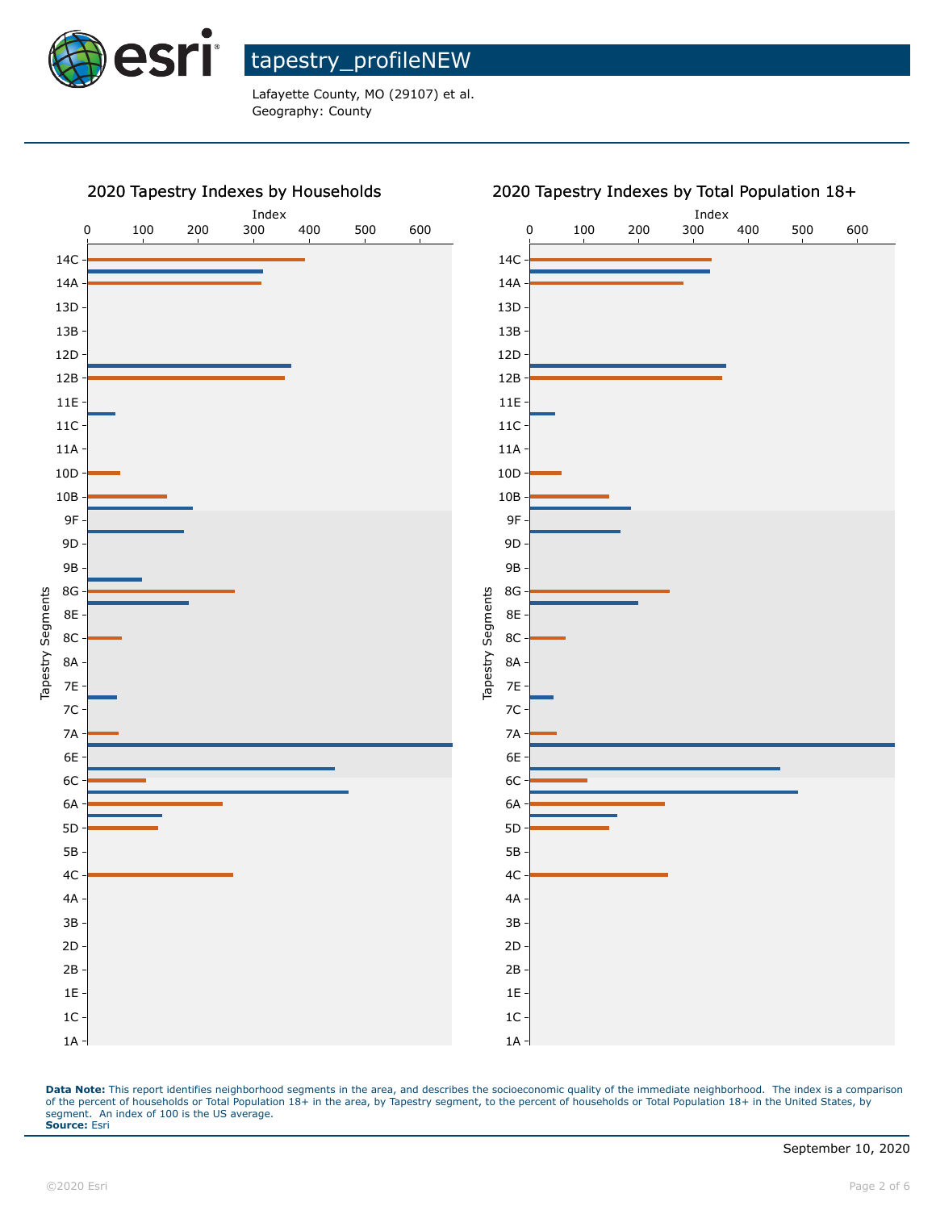# tapestry_profileNEW

Lafayette County, MO (29107) et al.
Geography: County

## 2020 Tapestry Indexes by Households

## 2020 Tapestry Indexes by Total Population 18+

**Data Note:** This report identifies neighborhood segments in the area, and describes the socioeconomic quality of the immediate neighborhood. The index is a comparison of the percent of households or Total Population 18+ in the area, by Tapestry segment, to the percent of households or Total Population 18+ in the United States, by segment. An index of 100 is the US average.
**Source:** Esri

September 10, 2020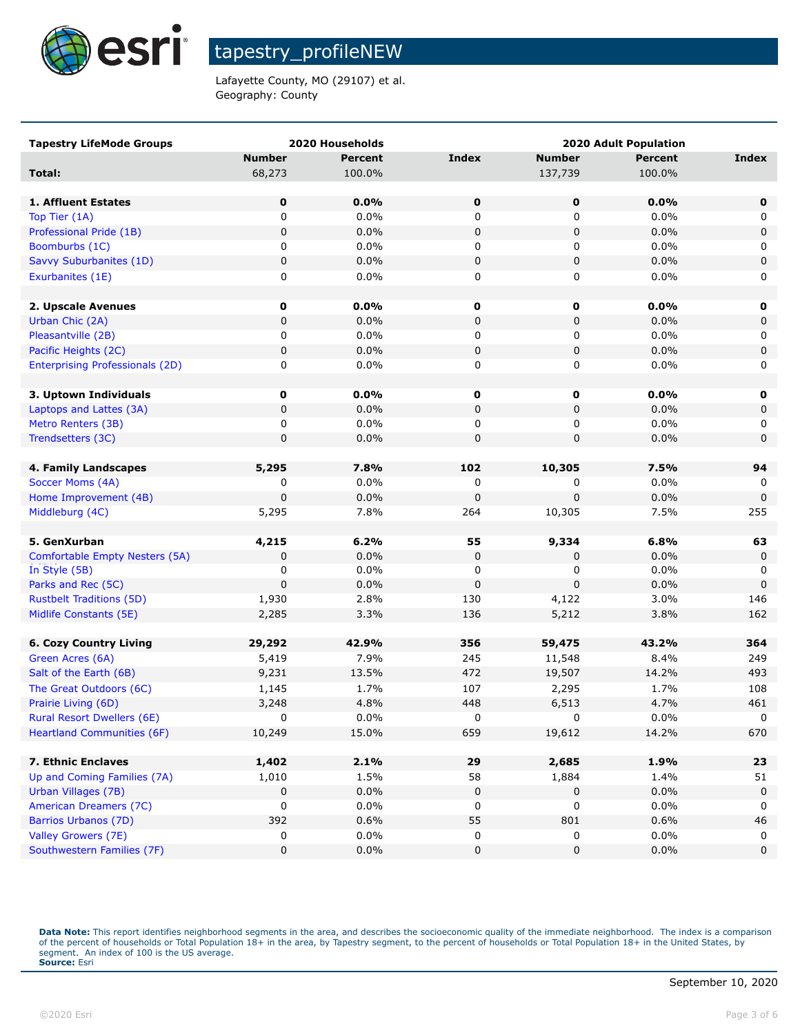# tapestry_profileNEW

Lafayette County, MO (29107) et al.
Geography: County

| Tapestry LifeMode Groups | 2020 Households | | | 2020 Adult Population | | |
|---|---|---|---|---|---|---|
| | Number | Percent | Index | Number | Percent | Index |
| **Total:** | 68,273 | 100.0% | | 137,739 | 100.0% | |
| **1. Affluent Estates** | **0** | **0.0%** | **0** | **0** | **0.0%** | **0** |
| Top Tier (1A) | 0 | 0.0% | 0 | 0 | 0.0% | 0 |
| Professional Pride (1B) | 0 | 0.0% | 0 | 0 | 0.0% | 0 |
| Boomburbs (1C) | 0 | 0.0% | 0 | 0 | 0.0% | 0 |
| Savvy Suburbanites (1D) | 0 | 0.0% | 0 | 0 | 0.0% | 0 |
| Exurbanites (1E) | 0 | 0.0% | 0 | 0 | 0.0% | 0 |
| **2. Upscale Avenues** | **0** | **0.0%** | **0** | **0** | **0.0%** | **0** |
| Urban Chic (2A) | 0 | 0.0% | 0 | 0 | 0.0% | 0 |
| Pleasantville (2B) | 0 | 0.0% | 0 | 0 | 0.0% | 0 |
| Pacific Heights (2C) | 0 | 0.0% | 0 | 0 | 0.0% | 0 |
| Enterprising Professionals (2D) | 0 | 0.0% | 0 | 0 | 0.0% | 0 |
| **3. Uptown Individuals** | **0** | **0.0%** | **0** | **0** | **0.0%** | **0** |
| Laptops and Lattes (3A) | 0 | 0.0% | 0 | 0 | 0.0% | 0 |
| Metro Renters (3B) | 0 | 0.0% | 0 | 0 | 0.0% | 0 |
| Trendsetters (3C) | 0 | 0.0% | 0 | 0 | 0.0% | 0 |
| **4. Family Landscapes** | **5,295** | **7.8%** | **102** | **10,305** | **7.5%** | **94** |
| Soccer Moms (4A) | 0 | 0.0% | 0 | 0 | 0.0% | 0 |
| Home Improvement (4B) | 0 | 0.0% | 0 | 0 | 0.0% | 0 |
| Middleburg (4C) | 5,295 | 7.8% | 264 | 10,305 | 7.5% | 255 |
| **5. GenXurban** | **4,215** | **6.2%** | **55** | **9,334** | **6.8%** | **63** |
| Comfortable Empty Nesters (5A) | 0 | 0.0% | 0 | 0 | 0.0% | 0 |
| In Style (5B) | 0 | 0.0% | 0 | 0 | 0.0% | 0 |
| Parks and Rec (5C) | 0 | 0.0% | 0 | 0 | 0.0% | 0 |
| Rustbelt Traditions (5D) | 1,930 | 2.8% | 130 | 4,122 | 3.0% | 146 |
| Midlife Constants (5E) | 2,285 | 3.3% | 136 | 5,212 | 3.8% | 162 |
| **6. Cozy Country Living** | **29,292** | **42.9%** | **356** | **59,475** | **43.2%** | **364** |
| Green Acres (6A) | 5,419 | 7.9% | 245 | 11,548 | 8.4% | 249 |
| Salt of the Earth (6B) | 9,231 | 13.5% | 472 | 19,507 | 14.2% | 493 |
| The Great Outdoors (6C) | 1,145 | 1.7% | 107 | 2,295 | 1.7% | 108 |
| Prairie Living (6D) | 3,248 | 4.8% | 448 | 6,513 | 4.7% | 461 |
| Rural Resort Dwellers (6E) | 0 | 0.0% | 0 | 0 | 0.0% | 0 |
| Heartland Communities (6F) | 10,249 | 15.0% | 659 | 19,612 | 14.2% | 670 |
| **7. Ethnic Enclaves** | **1,402** | **2.1%** | **29** | **2,685** | **1.9%** | **23** |
| Up and Coming Families (7A) | 1,010 | 1.5% | 58 | 1,884 | 1.4% | 51 |
| Urban Villages (7B) | 0 | 0.0% | 0 | 0 | 0.0% | 0 |
| American Dreamers (7C) | 0 | 0.0% | 0 | 0 | 0.0% | 0 |
| Barrios Urbanos (7D) | 392 | 0.6% | 55 | 801 | 0.6% | 46 |
| Valley Growers (7E) | 0 | 0.0% | 0 | 0 | 0.0% | 0 |
| Southwestern Families (7F) | 0 | 0.0% | 0 | 0 | 0.0% | 0 |

**Data Note:** This report identifies neighborhood segments in the area, and describes the socioeconomic quality of the immediate neighborhood. The index is a comparison of the percent of households or Total Population 18+ in the area, by Tapestry segment, to the percent of households or Total Population 18+ in the United States, by segment. An index of 100 is the US average.
**Source:** Esri

September 10, 2020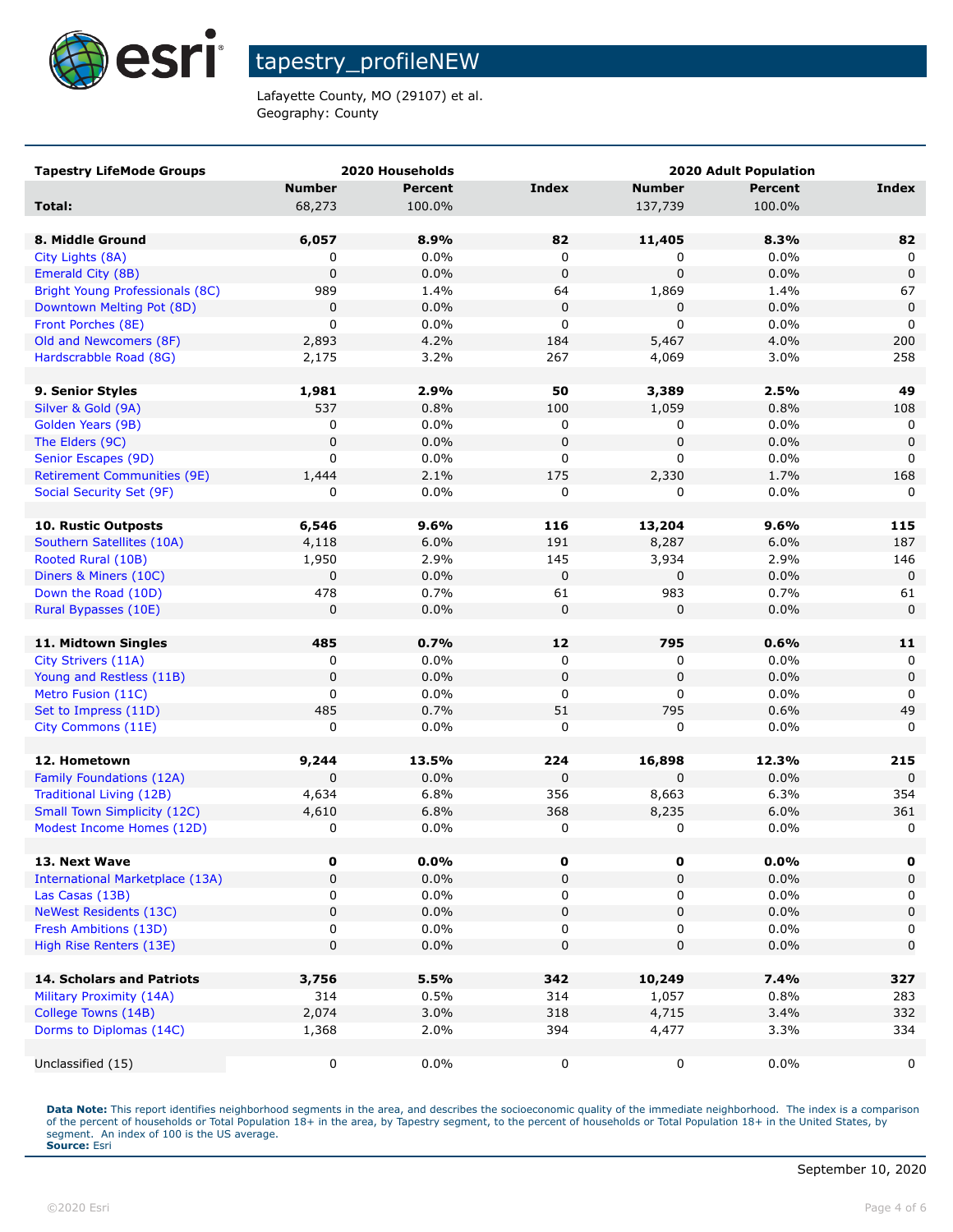# tapestry_profileNEW

Lafayette County, MO (29107) et al.
Geography: County

| Tapestry LifeMode Groups | 2020 Households | | | 2020 Adult Population | | |
|---|---|---|---|---|---|---|
| | Number | Percent | Index | Number | Percent | Index |
| **Total:** | 68,273 | 100.0% | | 137,739 | 100.0% | |
| | | | | | | |
| **8. Middle Ground** | **6,057** | **8.9%** | **82** | **11,405** | **8.3%** | **82** |
| City Lights (8A) | 0 | 0.0% | 0 | 0 | 0.0% | 0 |
| Emerald City (8B) | 0 | 0.0% | 0 | 0 | 0.0% | 0 |
| Bright Young Professionals (8C) | 989 | 1.4% | 64 | 1,869 | 1.4% | 67 |
| Downtown Melting Pot (8D) | 0 | 0.0% | 0 | 0 | 0.0% | 0 |
| Front Porches (8E) | 0 | 0.0% | 0 | 0 | 0.0% | 0 |
| Old and Newcomers (8F) | 2,893 | 4.2% | 184 | 5,467 | 4.0% | 200 |
| Hardscrabble Road (8G) | 2,175 | 3.2% | 267 | 4,069 | 3.0% | 258 |
| | | | | | | |
| **9. Senior Styles** | **1,981** | **2.9%** | **50** | **3,389** | **2.5%** | **49** |
| Silver & Gold (9A) | 537 | 0.8% | 100 | 1,059 | 0.8% | 108 |
| Golden Years (9B) | 0 | 0.0% | 0 | 0 | 0.0% | 0 |
| The Elders (9C) | 0 | 0.0% | 0 | 0 | 0.0% | 0 |
| Senior Escapes (9D) | 0 | 0.0% | 0 | 0 | 0.0% | 0 |
| Retirement Communities (9E) | 1,444 | 2.1% | 175 | 2,330 | 1.7% | 168 |
| Social Security Set (9F) | 0 | 0.0% | 0 | 0 | 0.0% | 0 |
| | | | | | | |
| **10. Rustic Outposts** | **6,546** | **9.6%** | **116** | **13,204** | **9.6%** | **115** |
| Southern Satellites (10A) | 4,118 | 6.0% | 191 | 8,287 | 6.0% | 187 |
| Rooted Rural (10B) | 1,950 | 2.9% | 145 | 3,934 | 2.9% | 146 |
| Diners & Miners (10C) | 0 | 0.0% | 0 | 0 | 0.0% | 0 |
| Down the Road (10D) | 478 | 0.7% | 61 | 983 | 0.7% | 61 |
| Rural Bypasses (10E) | 0 | 0.0% | 0 | 0 | 0.0% | 0 |
| | | | | | | |
| **11. Midtown Singles** | **485** | **0.7%** | **12** | **795** | **0.6%** | **11** |
| City Strivers (11A) | 0 | 0.0% | 0 | 0 | 0.0% | 0 |
| Young and Restless (11B) | 0 | 0.0% | 0 | 0 | 0.0% | 0 |
| Metro Fusion (11C) | 0 | 0.0% | 0 | 0 | 0.0% | 0 |
| Set to Impress (11D) | 485 | 0.7% | 51 | 795 | 0.6% | 49 |
| City Commons (11E) | 0 | 0.0% | 0 | 0 | 0.0% | 0 |
| | | | | | | |
| **12. Hometown** | **9,244** | **13.5%** | **224** | **16,898** | **12.3%** | **215** |
| Family Foundations (12A) | 0 | 0.0% | 0 | 0 | 0.0% | 0 |
| Traditional Living (12B) | 4,634 | 6.8% | 356 | 8,663 | 6.3% | 354 |
| Small Town Simplicity (12C) | 4,610 | 6.8% | 368 | 8,235 | 6.0% | 361 |
| Modest Income Homes (12D) | 0 | 0.0% | 0 | 0 | 0.0% | 0 |
| | | | | | | |
| **13. Next Wave** | **0** | **0.0%** | **0** | **0** | **0.0%** | **0** |
| International Marketplace (13A) | 0 | 0.0% | 0 | 0 | 0.0% | 0 |
| Las Casas (13B) | 0 | 0.0% | 0 | 0 | 0.0% | 0 |
| NeWest Residents (13C) | 0 | 0.0% | 0 | 0 | 0.0% | 0 |
| Fresh Ambitions (13D) | 0 | 0.0% | 0 | 0 | 0.0% | 0 |
| High Rise Renters (13E) | 0 | 0.0% | 0 | 0 | 0.0% | 0 |
| | | | | | | |
| **14. Scholars and Patriots** | **3,756** | **5.5%** | **342** | **10,249** | **7.4%** | **327** |
| Military Proximity (14A) | 314 | 0.5% | 314 | 1,057 | 0.8% | 283 |
| College Towns (14B) | 2,074 | 3.0% | 318 | 4,715 | 3.4% | 332 |
| Dorms to Diplomas (14C) | 1,368 | 2.0% | 394 | 4,477 | 3.3% | 334 |
| | | | | | | |
| Unclassified (15) | 0 | 0.0% | 0 | 0 | 0.0% | 0 |

**Data Note:** This report identifies neighborhood segments in the area, and describes the socioeconomic quality of the immediate neighborhood. The index is a comparison of the percent of households or Total Population 18+ in the area, by Tapestry segment, to the percent of households or Total Population 18+ in the United States, by segment. An index of 100 is the US average.
**Source:** Esri

September 10, 2020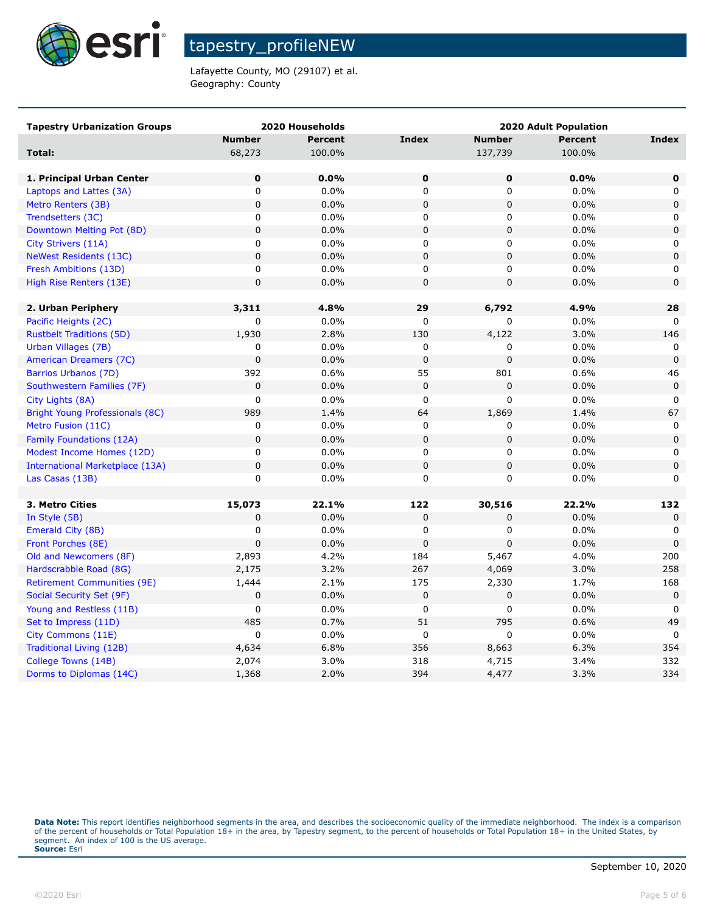# tapestry_profileNEW

Lafayette County, MO (29107) et al.
Geography: County

| Tapestry Urbanization Groups | 2020 Households | | | 2020 Adult Population | | |
|---|---|---|---|---|---|---|
| | **Number** | **Percent** | **Index** | **Number** | **Percent** | **Index** |
| **Total:** | 68,273 | 100.0% | | 137,739 | 100.0% | |
| | | | | | | |
| **1. Principal Urban Center** | **0** | **0.0%** | **0** | **0** | **0.0%** | **0** |
| Laptops and Lattes (3A) | 0 | 0.0% | 0 | 0 | 0.0% | 0 |
| Metro Renters (3B) | 0 | 0.0% | 0 | 0 | 0.0% | 0 |
| Trendsetters (3C) | 0 | 0.0% | 0 | 0 | 0.0% | 0 |
| Downtown Melting Pot (8D) | 0 | 0.0% | 0 | 0 | 0.0% | 0 |
| City Strivers (11A) | 0 | 0.0% | 0 | 0 | 0.0% | 0 |
| NeWest Residents (13C) | 0 | 0.0% | 0 | 0 | 0.0% | 0 |
| Fresh Ambitions (13D) | 0 | 0.0% | 0 | 0 | 0.0% | 0 |
| High Rise Renters (13E) | 0 | 0.0% | 0 | 0 | 0.0% | 0 |
| | | | | | | |
| **2. Urban Periphery** | **3,311** | **4.8%** | **29** | **6,792** | **4.9%** | **28** |
| Pacific Heights (2C) | 0 | 0.0% | 0 | 0 | 0.0% | 0 |
| Rustbelt Traditions (5D) | 1,930 | 2.8% | 130 | 4,122 | 3.0% | 146 |
| Urban Villages (7B) | 0 | 0.0% | 0 | 0 | 0.0% | 0 |
| American Dreamers (7C) | 0 | 0.0% | 0 | 0 | 0.0% | 0 |
| Barrios Urbanos (7D) | 392 | 0.6% | 55 | 801 | 0.6% | 46 |
| Southwestern Families (7F) | 0 | 0.0% | 0 | 0 | 0.0% | 0 |
| City Lights (8A) | 0 | 0.0% | 0 | 0 | 0.0% | 0 |
| Bright Young Professionals (8C) | 989 | 1.4% | 64 | 1,869 | 1.4% | 67 |
| Metro Fusion (11C) | 0 | 0.0% | 0 | 0 | 0.0% | 0 |
| Family Foundations (12A) | 0 | 0.0% | 0 | 0 | 0.0% | 0 |
| Modest Income Homes (12D) | 0 | 0.0% | 0 | 0 | 0.0% | 0 |
| International Marketplace (13A) | 0 | 0.0% | 0 | 0 | 0.0% | 0 |
| Las Casas (13B) | 0 | 0.0% | 0 | 0 | 0.0% | 0 |
| | | | | | | |
| **3. Metro Cities** | **15,073** | **22.1%** | **122** | **30,516** | **22.2%** | **132** |
| In Style (5B) | 0 | 0.0% | 0 | 0 | 0.0% | 0 |
| Emerald City (8B) | 0 | 0.0% | 0 | 0 | 0.0% | 0 |
| Front Porches (8E) | 0 | 0.0% | 0 | 0 | 0.0% | 0 |
| Old and Newcomers (8F) | 2,893 | 4.2% | 184 | 5,467 | 4.0% | 200 |
| Hardscrabble Road (8G) | 2,175 | 3.2% | 267 | 4,069 | 3.0% | 258 |
| Retirement Communities (9E) | 1,444 | 2.1% | 175 | 2,330 | 1.7% | 168 |
| Social Security Set (9F) | 0 | 0.0% | 0 | 0 | 0.0% | 0 |
| Young and Restless (11B) | 0 | 0.0% | 0 | 0 | 0.0% | 0 |
| Set to Impress (11D) | 485 | 0.7% | 51 | 795 | 0.6% | 49 |
| City Commons (11E) | 0 | 0.0% | 0 | 0 | 0.0% | 0 |
| Traditional Living (12B) | 4,634 | 6.8% | 356 | 8,663 | 6.3% | 354 |
| College Towns (14B) | 2,074 | 3.0% | 318 | 4,715 | 3.4% | 332 |
| Dorms to Diplomas (14C) | 1,368 | 2.0% | 394 | 4,477 | 3.3% | 334 |

**Data Note:** This report identifies neighborhood segments in the area, and describes the socioeconomic quality of the immediate neighborhood. The index is a comparison of the percent of households or Total Population 18+ in the area, by Tapestry segment, to the percent of households or Total Population 18+ in the United States, by segment. An index of 100 is the US average.
**Source:** Esri

September 10, 2020

©2020 Esri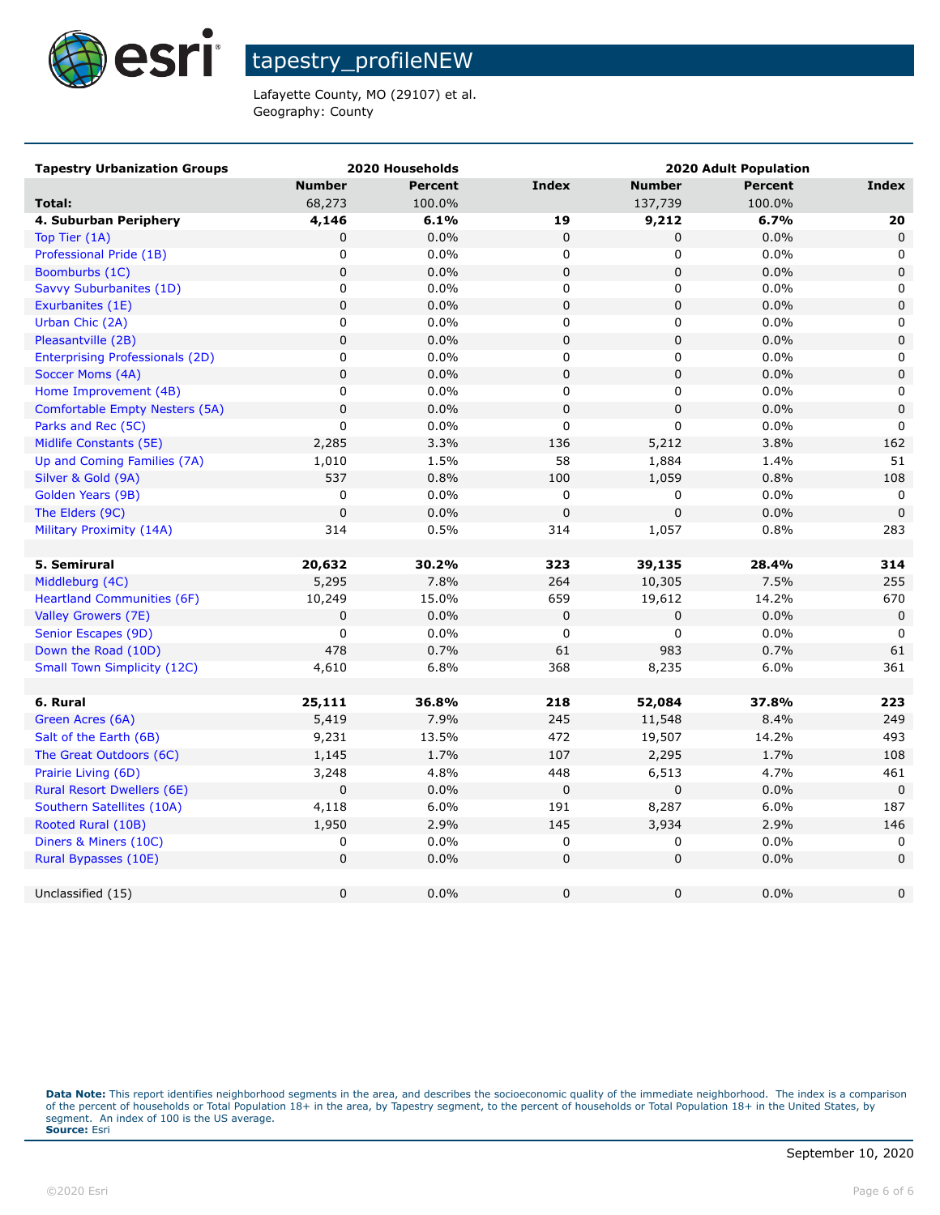# tapestry_profileNEW

Lafayette County, MO (29107) et al.
Geography: County

| Tapestry Urbanization Groups | 2020 Households | | | 2020 Adult Population | | |
|---|---|---|---|---|---|---|
| | Number | Percent | Index | Number | Percent | Index |
| **Total:** | 68,273 | 100.0% | | 137,739 | 100.0% | |
| **4. Suburban Periphery** | **4,146** | **6.1%** | **19** | **9,212** | **6.7%** | **20** |
| Top Tier (1A) | 0 | 0.0% | 0 | 0 | 0.0% | 0 |
| Professional Pride (1B) | 0 | 0.0% | 0 | 0 | 0.0% | 0 |
| Boomburbs (1C) | 0 | 0.0% | 0 | 0 | 0.0% | 0 |
| Savvy Suburbanites (1D) | 0 | 0.0% | 0 | 0 | 0.0% | 0 |
| Exurbanites (1E) | 0 | 0.0% | 0 | 0 | 0.0% | 0 |
| Urban Chic (2A) | 0 | 0.0% | 0 | 0 | 0.0% | 0 |
| Pleasantville (2B) | 0 | 0.0% | 0 | 0 | 0.0% | 0 |
| Enterprising Professionals (2D) | 0 | 0.0% | 0 | 0 | 0.0% | 0 |
| Soccer Moms (4A) | 0 | 0.0% | 0 | 0 | 0.0% | 0 |
| Home Improvement (4B) | 0 | 0.0% | 0 | 0 | 0.0% | 0 |
| Comfortable Empty Nesters (5A) | 0 | 0.0% | 0 | 0 | 0.0% | 0 |
| Parks and Rec (5C) | 0 | 0.0% | 0 | 0 | 0.0% | 0 |
| Midlife Constants (5E) | 2,285 | 3.3% | 136 | 5,212 | 3.8% | 162 |
| Up and Coming Families (7A) | 1,010 | 1.5% | 58 | 1,884 | 1.4% | 51 |
| Silver & Gold (9A) | 537 | 0.8% | 100 | 1,059 | 0.8% | 108 |
| Golden Years (9B) | 0 | 0.0% | 0 | 0 | 0.0% | 0 |
| The Elders (9C) | 0 | 0.0% | 0 | 0 | 0.0% | 0 |
| Military Proximity (14A) | 314 | 0.5% | 314 | 1,057 | 0.8% | 283 |
| | | | | | | |
| **5. Semirural** | **20,632** | **30.2%** | **323** | **39,135** | **28.4%** | **314** |
| Middleburg (4C) | 5,295 | 7.8% | 264 | 10,305 | 7.5% | 255 |
| Heartland Communities (6F) | 10,249 | 15.0% | 659 | 19,612 | 14.2% | 670 |
| Valley Growers (7E) | 0 | 0.0% | 0 | 0 | 0.0% | 0 |
| Senior Escapes (9D) | 0 | 0.0% | 0 | 0 | 0.0% | 0 |
| Down the Road (10D) | 478 | 0.7% | 61 | 983 | 0.7% | 61 |
| Small Town Simplicity (12C) | 4,610 | 6.8% | 368 | 8,235 | 6.0% | 361 |
| | | | | | | |
| **6. Rural** | **25,111** | **36.8%** | **218** | **52,084** | **37.8%** | **223** |
| Green Acres (6A) | 5,419 | 7.9% | 245 | 11,548 | 8.4% | 249 |
| Salt of the Earth (6B) | 9,231 | 13.5% | 472 | 19,507 | 14.2% | 493 |
| The Great Outdoors (6C) | 1,145 | 1.7% | 107 | 2,295 | 1.7% | 108 |
| Prairie Living (6D) | 3,248 | 4.8% | 448 | 6,513 | 4.7% | 461 |
| Rural Resort Dwellers (6E) | 0 | 0.0% | 0 | 0 | 0.0% | 0 |
| Southern Satellites (10A) | 4,118 | 6.0% | 191 | 8,287 | 6.0% | 187 |
| Rooted Rural (10B) | 1,950 | 2.9% | 145 | 3,934 | 2.9% | 146 |
| Diners & Miners (10C) | 0 | 0.0% | 0 | 0 | 0.0% | 0 |
| Rural Bypasses (10E) | 0 | 0.0% | 0 | 0 | 0.0% | 0 |
| | | | | | | |
| Unclassified (15) | 0 | 0.0% | 0 | 0 | 0.0% | 0 |

**Data Note:** This report identifies neighborhood segments in the area, and describes the socioeconomic quality of the immediate neighborhood. The index is a comparison of the percent of households or Total Population 18+ in the area, by Tapestry segment, to the percent of households or Total Population 18+ in the United States, by segment. An index of 100 is the US average.
**Source:** Esri

September 10, 2020